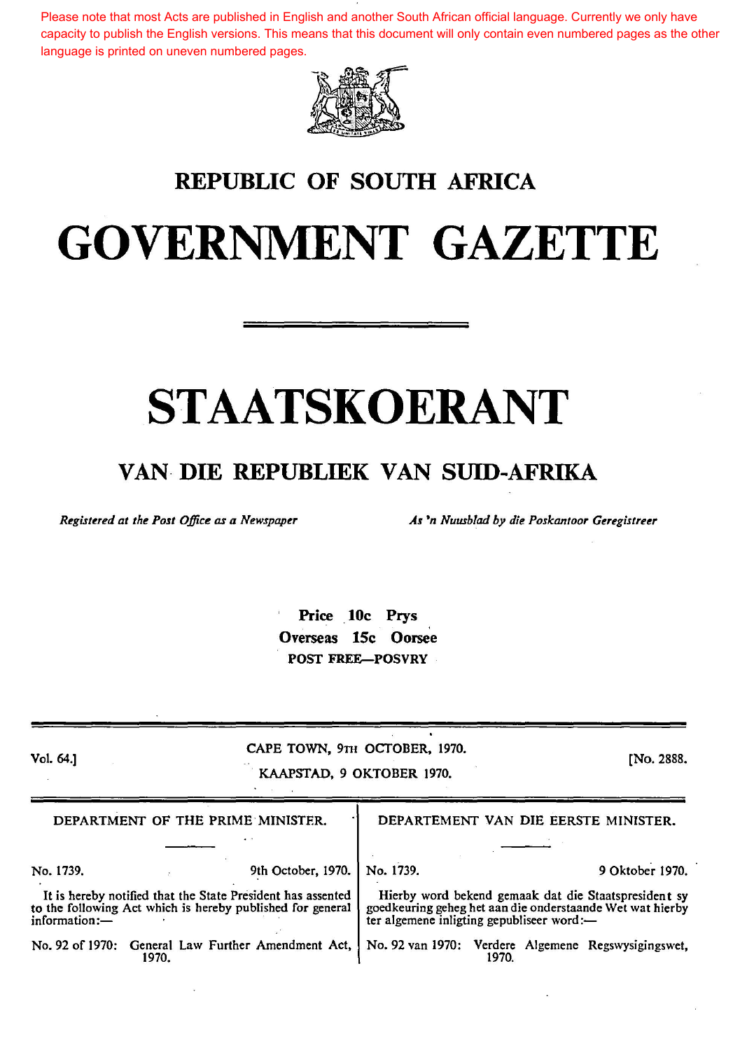Please note that most Acts are published in English and another South African official language. Currently we only have capacity to publish the English versions. This means that this document will only contain even numbered pages as the other language is printed on uneven numbered pages.

# REPUBLIC OF SOUTH AFRICA

# GOVERNMENT GAZETTE

# STAATSKOERANT

## VAN DIE REPUBLIEK VAN SUID-AFRIKA

*Registered at the Post Office as a Newspaper*

*As 'n Nuusblad by die Poskantoor Geregistreer*

**Price 10c Prys**

**Overseas 15c Oorsee**

**POST FREE—POSVRY**

Vol. 64.] CAPE TOWN, 9TH OCTOBER, 1970. [No. 2888.

KAAPSTAD, 9 OKTOBER 1970.

DEPARTMENT OF THE PRIME MINISTER.

No. 1739. 9th October, 1970.

It is hereby notified that the State President has assented to the following Act which is hereby published for general information:—

No. 92 of 1970: General Law Further Amendment Act, 1970.

DEPARTEMENT VAN DIE EERSTE MINISTER.

No. 1739. 9 Oktober 1970.

Hierby word bekend gemaak dat die Staatspresident sy goedkeuring geheg het aan die onderstaande Wet wat hierby ter algemene inligting gepubliseer word:—

No. 92 van 1970: Verdere Algemene Regswysigingswet, 1970.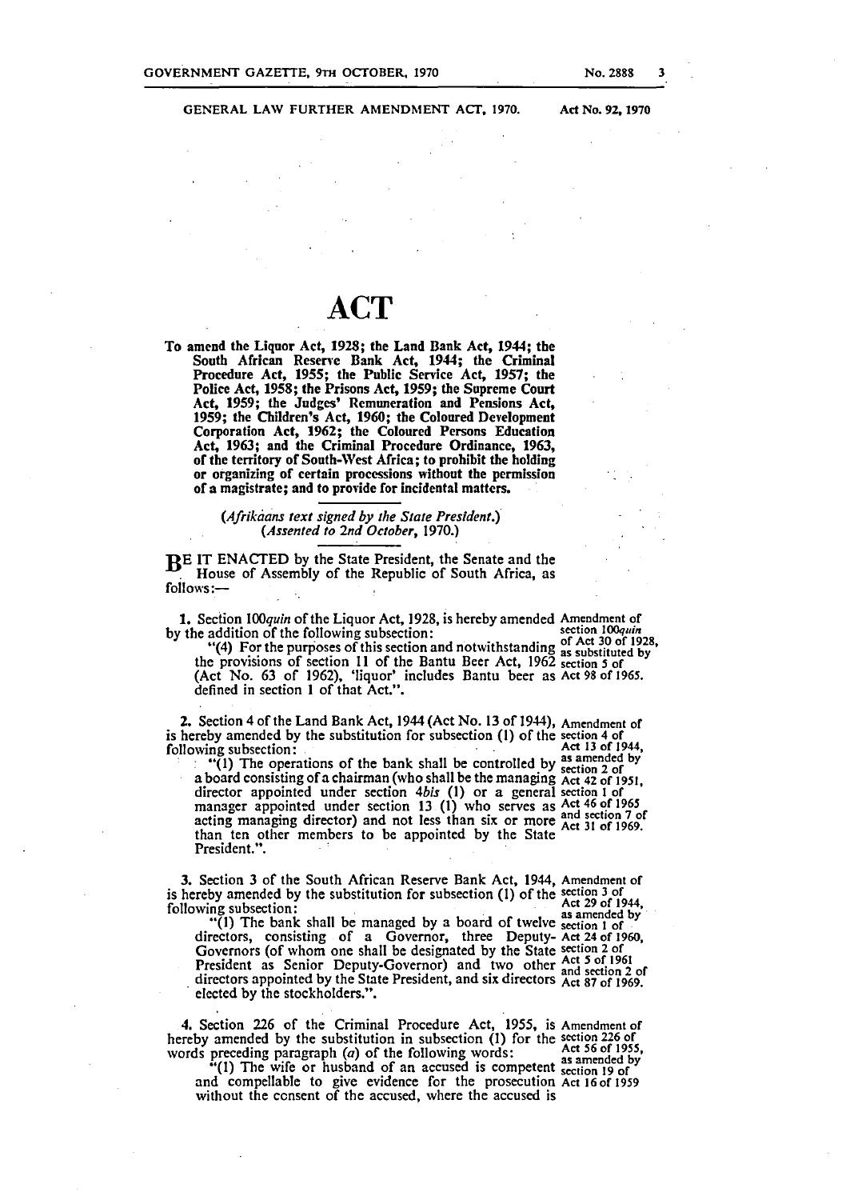# ACT

**To amend the Liquor Act, 1928; the Land Bank Act, 1944; the South African Reserve Bank Act, 1944; the Criminal Procedure Act, 1955; the Public Service Act, 1957; the Police Act, 1958; the Prisons Act, 1959; the Supreme Court Act, 1959; the Judges' Remuneration and Pensions Act, 1959; the Children's Act, 1960; the Coloured Development Corporation Act, 1962; the Coloured Persons Education Act, 1963; and the Criminal Procedure Ordinance, 1963, of the territory of South-West Africa; to prohibit the holding or organizing of certain processions without the permission of a magistrate; and to provide for incidental matters.**

*(Afrikaans text signed by the State President.)*
*(Assented to 2nd October, 1970.)*

BE IT ENACTED by the State President, the Senate and the House of Assembly of the Republic of South Africa, as follows:—

*Amendment of section 100quin of Act 30 of 1928, as substituted by section 5 of Act 98 of 1965.*

**1.** Section 100*quin* of the Liquor Act, 1928, is hereby amended by the addition of the following subsection:

"(4) For the purposes of this section and notwithstanding the provisions of section 11 of the Bantu Beer Act, 1962 (Act No. 63 of 1962), 'liquor' includes Bantu beer as defined in section 1 of that Act.".

*Amendment of section 4 of Act 13 of 1944, as amended by section 2 of Act 42 of 1951, section 1 of Act 46 of 1965 and section 7 of Act 31 of 1969.*

**2.** Section 4 of the Land Bank Act, 1944 (Act No. 13 of 1944), is hereby amended by the substitution for subsection (1) of the following subsection:

"(1) The operations of the bank shall be controlled by a board consisting of a chairman (who shall be the managing director appointed under section 4*bis* (1) or a general manager appointed under section 13 (1) who serves as acting managing director) and not less than six or more than ten other members to be appointed by the State President.".

*Amendment of section 3 of Act 29 of 1944, as amended by section 1 of Act 24 of 1960, section 2 of Act 5 of 1961 and section 2 of Act 87 of 1969.*

**3.** Section 3 of the South African Reserve Bank Act, 1944, is hereby amended by the substitution for subsection (1) of the following subsection:

"(1) The bank shall be managed by a board of twelve directors, consisting of a Governor, three Deputy-Governors (of whom one shall be designated by the State President as Senior Deputy-Governor) and two other directors appointed by the State President, and six directors elected by the stockholders.".

*Amendment of section 226 of Act 56 of 1955, as amended by section 19 of Act 16 of 1959*

**4.** Section 226 of the Criminal Procedure Act, 1955, is hereby amended by the substitution in subsection (1) for the words preceding paragraph (*a*) of the following words:

"(1) The wife or husband of an accused is competent and compellable to give evidence for the prosecution without the consent of the accused, where the accused is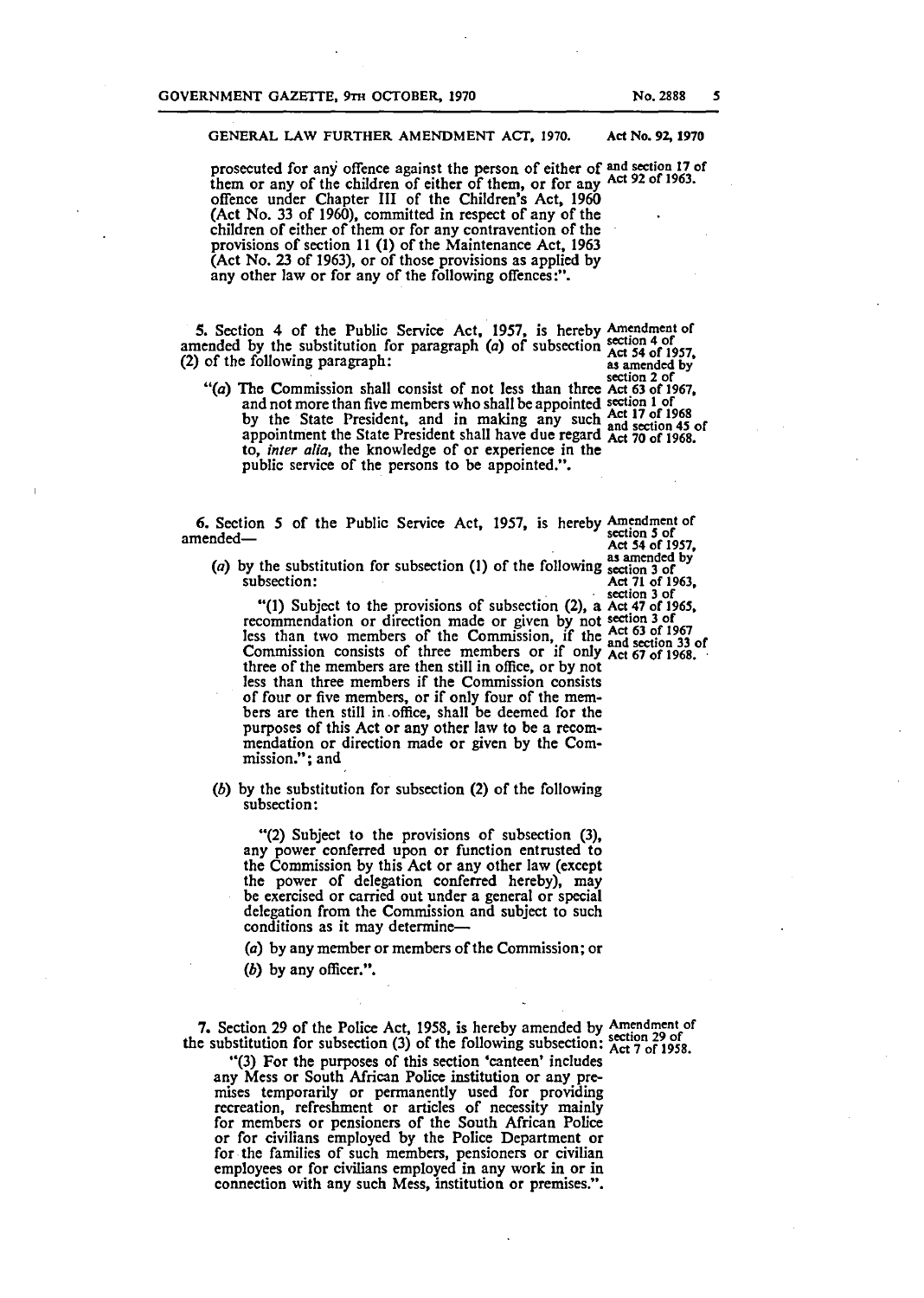prosecuted for any offence against the person of either of them or any of the children of either of them, or for any offence under Chapter III of the Children's Act, 1960 (Act No. 33 of 1960), committed in respect of any of the children of either of them or for any contravention of the provisions of section 11 (1) of the Maintenance Act, 1963 (Act No. 23 of 1963), or of those provisions as applied by any other law or for any of the following offences:".

and section 17 of Act 92 of 1963.

**5.** Section 4 of the Public Service Act, 1957, is hereby amended by the substitution for paragraph (*a*) of subsection (2) of the following paragraph:

"(*a*) The Commission shall consist of not less than three and not more than five members who shall be appointed by the State President, and in making any such appointment the State President shall have due regard to, *inter alia*, the knowledge of or experience in the public service of the persons to be appointed.".

Amendment of section 4 of Act 54 of 1957, as amended by section 2 of Act 63 of 1967, section 1 of Act 17 of 1968 and section 45 of Act 70 of 1968.

**6.** Section 5 of the Public Service Act, 1957, is hereby amended—

(*a*) by the substitution for subsection (1) of the following subsection:

"(1) Subject to the provisions of subsection (2), a recommendation or direction made or given by not less than two members of the Commission, if the Commission consists of three members or if only three of the members are then still in office, or by not less than three members if the Commission consists of four or five members, or if only four of the members are then still in office, shall be deemed for the purposes of this Act or any other law to be a recommendation or direction made or given by the Commission."; and

(*b*) by the substitution for subsection (2) of the following subsection:

"(2) Subject to the provisions of subsection (3), any power conferred upon or function entrusted to the Commission by this Act or any other law (except the power of delegation conferred hereby), may be exercised or carried out under a general or special delegation from the Commission and subject to such conditions as it may determine—

(*a*) by any member or members of the Commission; or

(*b*) by any officer.".

Amendment of section 5 of Act 54 of 1957, as amended by section 3 of Act 71 of 1963, section 3 of Act 47 of 1965, section 3 of Act 63 of 1967 and section 33 of Act 67 of 1968.

**7.** Section 29 of the Police Act, 1958, is hereby amended by the substitution for subsection (3) of the following subsection:

"(3) For the purposes of this section 'canteen' includes any Mess or South African Police institution or any premises temporarily or permanently used for providing recreation, refreshment or articles of necessity mainly for members or pensioners of the South African Police or for civilians employed by the Police Department or for the families of such members, pensioners or civilian employees or for civilians employed in any work in or in connection with any such Mess, institution or premises.".

Amendment of section 29 of Act 7 of 1958.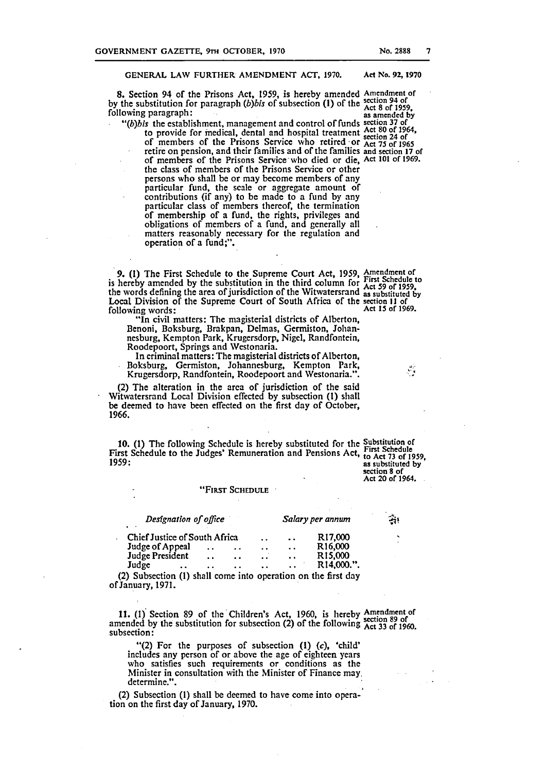GENERAL LAW FURTHER AMENDMENT ACT, 1970. Act No. 92, 1970

8. Section 94 of the Prisons Act, 1959, is hereby amended by the substitution for paragraph (*b*)*bis* of subsection (1) of the following paragraph:

"(*b*)*bis* the establishment, management and control of funds to provide for medical, dental and hospital treatment of members of the Prisons Service who retired or retire on pension, and their families and of the families of members of the Prisons Service who died or die, the class of members of the Prisons Service or other persons who shall be or may become members of any particular fund, the scale or aggregate amount of contributions (if any) to be made to a fund by any particular class of members thereof, the termination of membership of a fund, the rights, privileges and obligations of members of a fund, and generally all matters reasonably necessary for the regulation and operation of a fund;".

*Amendment of section 94 of Act 8 of 1959, as amended by section 37 of Act 80 of 1964, section 24 of Act 75 of 1965 and section 17 of Act 101 of 1969.*

9. (1) The First Schedule to the Supreme Court Act, 1959, is hereby amended by the substitution in the third column for the words defining the area of jurisdiction of the Witwatersrand Local Division of the Supreme Court of South Africa of the following words:

"In civil matters: The magisterial districts of Alberton, Benoni, Boksburg, Brakpan, Delmas, Germiston, Johannesburg, Kempton Park, Krugersdorp, Nigel, Randfontein, Roodepoort, Springs and Westonaria.

In criminal matters: The magisterial districts of Alberton, Boksburg, Germiston, Johannesburg, Kempton Park, Krugersdorp, Randfontein, Roodepoort and Westonaria.".

*Amendment of First Schedule to Act 59 of 1959, as substituted by section 11 of Act 15 of 1969.*

(2) The alteration in the area of jurisdiction of the said Witwatersrand Local Division effected by subsection (1) shall be deemed to have been effected on the first day of October, 1966.

10. (1) The following Schedule is hereby substituted for the First Schedule to the Judges' Remuneration and Pensions Act, 1959:

*Substitution of First Schedule to Act 73 of 1959, as substituted by section 8 of Act 20 of 1964.*

"FIRST SCHEDULE

| *Designation of office* | *Salary per annum* |
|---|---|
| Chief Justice of South Africa | R17,000 |
| Judge of Appeal | R16,000 |
| Judge President | R15,000 |
| Judge | R14,000.". |

(2) Subsection (1) shall come into operation on the first day of January, 1971.

11. (1) Section 89 of the Children's Act, 1960, is hereby amended by the substitution for subsection (2) of the following subsection:

*Amendment of section 89 of Act 33 of 1960.*

"(2) For the purposes of subsection (1) (*c*), 'child' includes any person of or above the age of eighteen years who satisfies such requirements or conditions as the Minister in consultation with the Minister of Finance may determine.".

(2) Subsection (1) shall be deemed to have come into operation on the first day of January, 1970.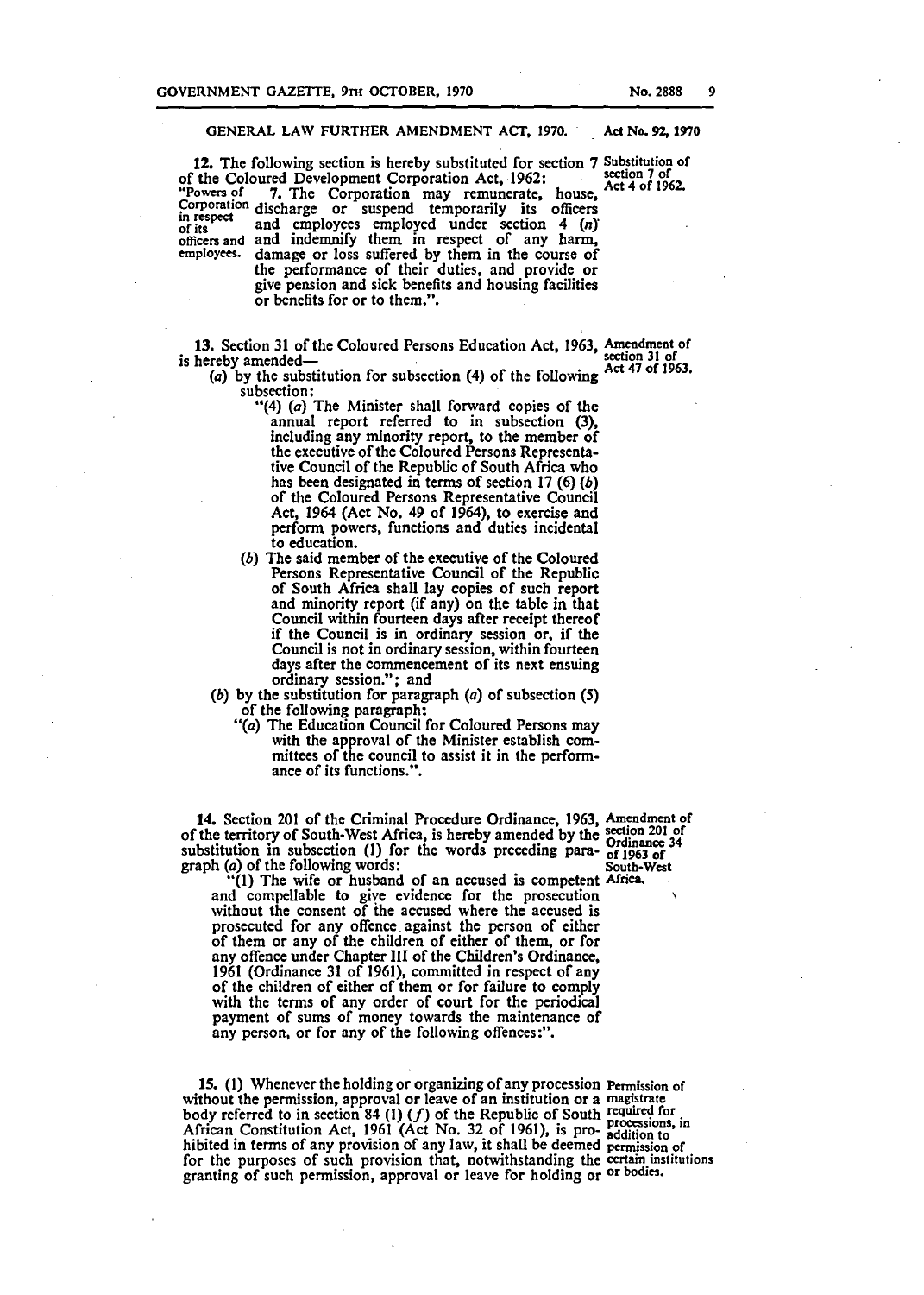GENERAL LAW FURTHER AMENDMENT ACT, 1970. **Act No. 92, 1970**

**12.** The following section is hereby substituted for section 7 of the Coloured Development Corporation Act, 1962:

*Substitution of section 7 of Act 4 of 1962.*

"Powers of Corporation in respect of its officers and employees. 7. The Corporation may remunerate, house, discharge or suspend temporarily its officers and employees employed under section 4 (*n*) and indemnify them in respect of any harm, damage or loss suffered by them in the course of the performance of their duties, and provide or give pension and sick benefits and housing facilities or benefits for or to them.".

**13.** Section 31 of the Coloured Persons Education Act, 1963, is hereby amended—

*Amendment of section 31 of Act 47 of 1963.*

(*a*) by the substitution for subsection (4) of the following subsection:

"(4) (*a*) The Minister shall forward copies of the annual report referred to in subsection (3), including any minority report, to the member of the executive of the Coloured Persons Representative Council of the Republic of South Africa who has been designated in terms of section 17 (6) (*b*) of the Coloured Persons Representative Council Act, 1964 (Act No. 49 of 1964), to exercise and perform powers, functions and duties incidental to education.

(*b*) The said member of the executive of the Coloured Persons Representative Council of the Republic of South Africa shall lay copies of such report and minority report (if any) on the table in that Council within fourteen days after receipt thereof if the Council is in ordinary session or, if the Council is not in ordinary session, within fourteen days after the commencement of its next ensuing ordinary session."; and

(*b*) by the substitution for paragraph (*a*) of subsection (5) of the following paragraph:

"(*a*) The Education Council for Coloured Persons may with the approval of the Minister establish committees of the council to assist it in the performance of its functions.".

**14.** Section 201 of the Criminal Procedure Ordinance, 1963, of the territory of South-West Africa, is hereby amended by the substitution in subsection (1) for the words preceding paragraph (*a*) of the following words:

*Amendment of section 201 of Ordinance 34 of 1963 of South-West Africa.*

"(1) The wife or husband of an accused is competent and compellable to give evidence for the prosecution without the consent of the accused where the accused is prosecuted for any offence against the person of either of them or any of the children of either of them, or for any offence under Chapter III of the Children's Ordinance, 1961 (Ordinance 31 of 1961), committed in respect of any of the children of either of them or for failure to comply with the terms of any order of court for the periodical payment of sums of money towards the maintenance of any person, or for any of the following offences:".

**15.** (1) Whenever the holding or organizing of any procession without the permission, approval or leave of an institution or a body referred to in section 84 (1) (*f*) of the Republic of South African Constitution Act, 1961 (Act No. 32 of 1961), is prohibited in terms of any provision of any law, it shall be deemed for the purposes of such provision that, notwithstanding the granting of such permission, approval or leave for holding or

*Permission of magistrate required for processions, in addition to permission of certain institutions or bodies.*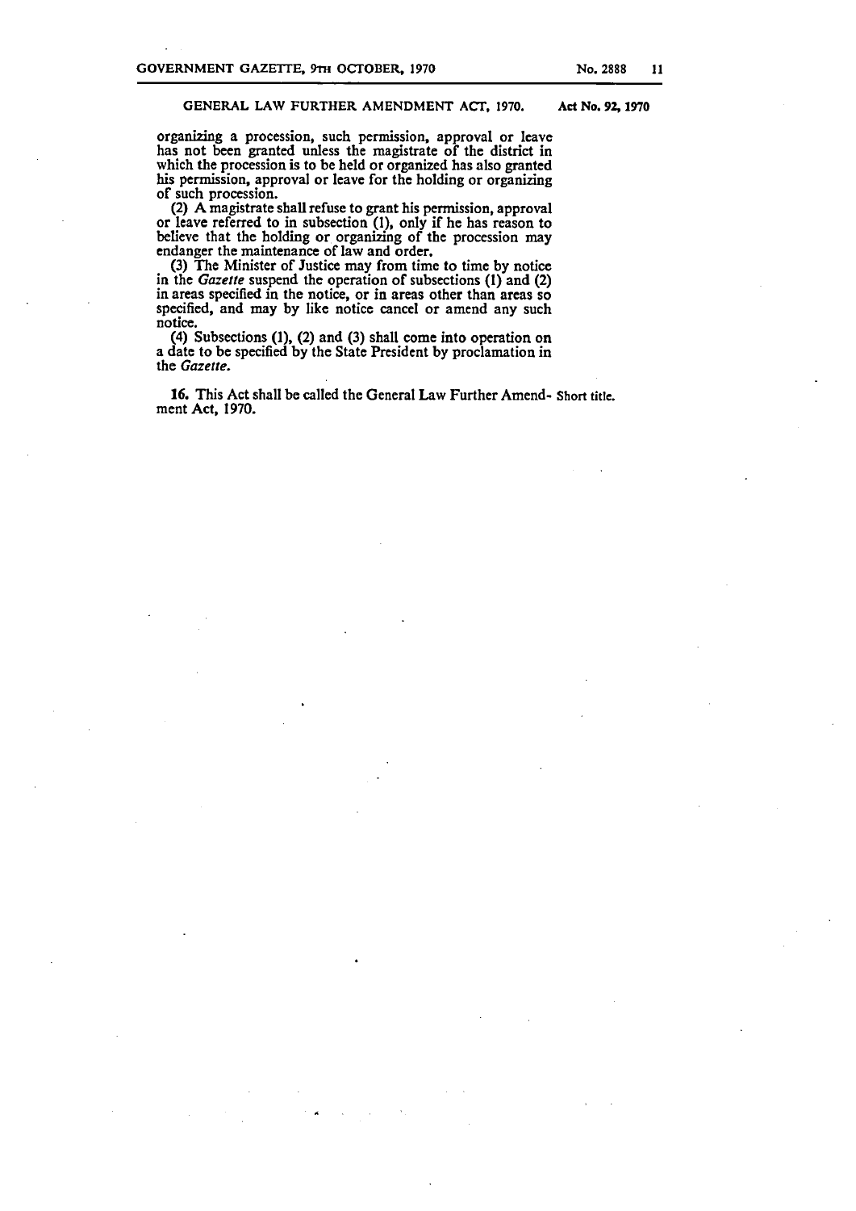organizing a procession, such permission, approval or leave has not been granted unless the magistrate of the district in which the procession is to be held or organized has also granted his permission, approval or leave for the holding or organizing of such procession.

(2) A magistrate shall refuse to grant his permission, approval or leave referred to in subsection (1), only if he has reason to believe that the holding or organizing of the procession may endanger the maintenance of law and order.

(3) The Minister of Justice may from time to time by notice in the *Gazette* suspend the operation of subsections (1) and (2) in areas specified in the notice, or in areas other than areas so specified, and may by like notice cancel or amend any such notice.

(4) Subsections (1), (2) and (3) shall come into operation on a date to be specified by the State President by proclamation in the *Gazette*.

**16.** This Act shall be called the General Law Further Amendment Act, 1970. Short title.